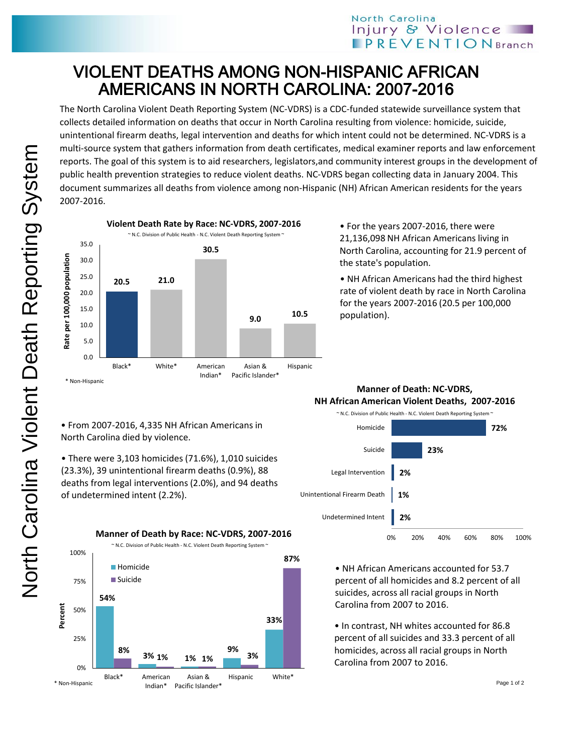# VIOLENT DEATHS AMONG NON-HISPANIC AFRICAN AMERICANS IN NORTH CAROLINA: 2007-2016

The North Carolina Violent Death Reporting System (NC-VDRS) is a CDC-funded statewide surveillance system that collects detailed information on deaths that occur in North Carolina resulting from violence: homicide, suicide, unintentional firearm deaths, legal intervention and deaths for which intent could not be determined. NC-VDRS is a multi-source system that gathers information from death certificates, medical examiner reports and law enforcement reports. The goal of this system is to aid researchers, legislators,and community interest groups in the development of public health prevention strategies to reduce violent deaths. NC-VDRS began collecting data in January 2004. This document summarizes all deaths from violence among non-Hispanic (NH) African American residents for the years 2007-2016.

**Violent Death Rate by Race: NC-VDRS, 2007-2016**

~ N.C. Division of Public Health - N.C. Violent Death Reporting System ~

| Race | Rate per 100,000 population |
|---|---|
| Black* | 20.5 |
| White* | 21.0 |
| American Indian* | 30.5 |
| Asian & Pacific Islander* | 9.0 |
| Hispanic | 10.5 |

\* Non-Hispanic

- For the years 2007-2016, there were 21,136,098 NH African Americans living in North Carolina, accounting for 21.9 percent of the state's population.
- NH African Americans had the third highest rate of violent death by race in North Carolina for the years 2007-2016 (20.5 per 100,000 population).

**Manner of Death: NC-VDRS, NH African American Violent Deaths, 2007-2016**

~ N.C. Division of Public Health - N.C. Violent Death Reporting System ~

| Manner of Death | Percent |
|---|---|
| Homicide | 72% |
| Suicide | 23% |
| Legal Intervention | 2% |
| Unintentional Firearm Death | 1% |
| Undetermined Intent | 2% |

- From 2007-2016, 4,335 NH African Americans in North Carolina died by violence.
- There were 3,103 homicides (71.6%), 1,010 suicides (23.3%), 39 unintentional firearm deaths (0.9%), 88 deaths from legal interventions (2.0%), and 94 deaths of undetermined intent (2.2%).

**Manner of Death by Race: NC-VDRS, 2007-2016**

~ N.C. Division of Public Health - N.C. Violent Death Reporting System ~

| Race | Homicide | Suicide |
|---|---|---|
| Black* | 54% | 8% |
| American Indian* | 3% | 1% |
| Asian & Pacific Islander* | 1% | 1% |
| Hispanic | 9% | 3% |
| White* | 33% | 87% |

\* Non-Hispanic

- NH African Americans accounted for 53.7 percent of all homicides and 8.2 percent of all suicides, across all racial groups in North Carolina from 2007 to 2016.
- In contrast, NH whites accounted for 86.8 percent of all suicides and 33.3 percent of all homicides, across all racial groups in North Carolina from 2007 to 2016.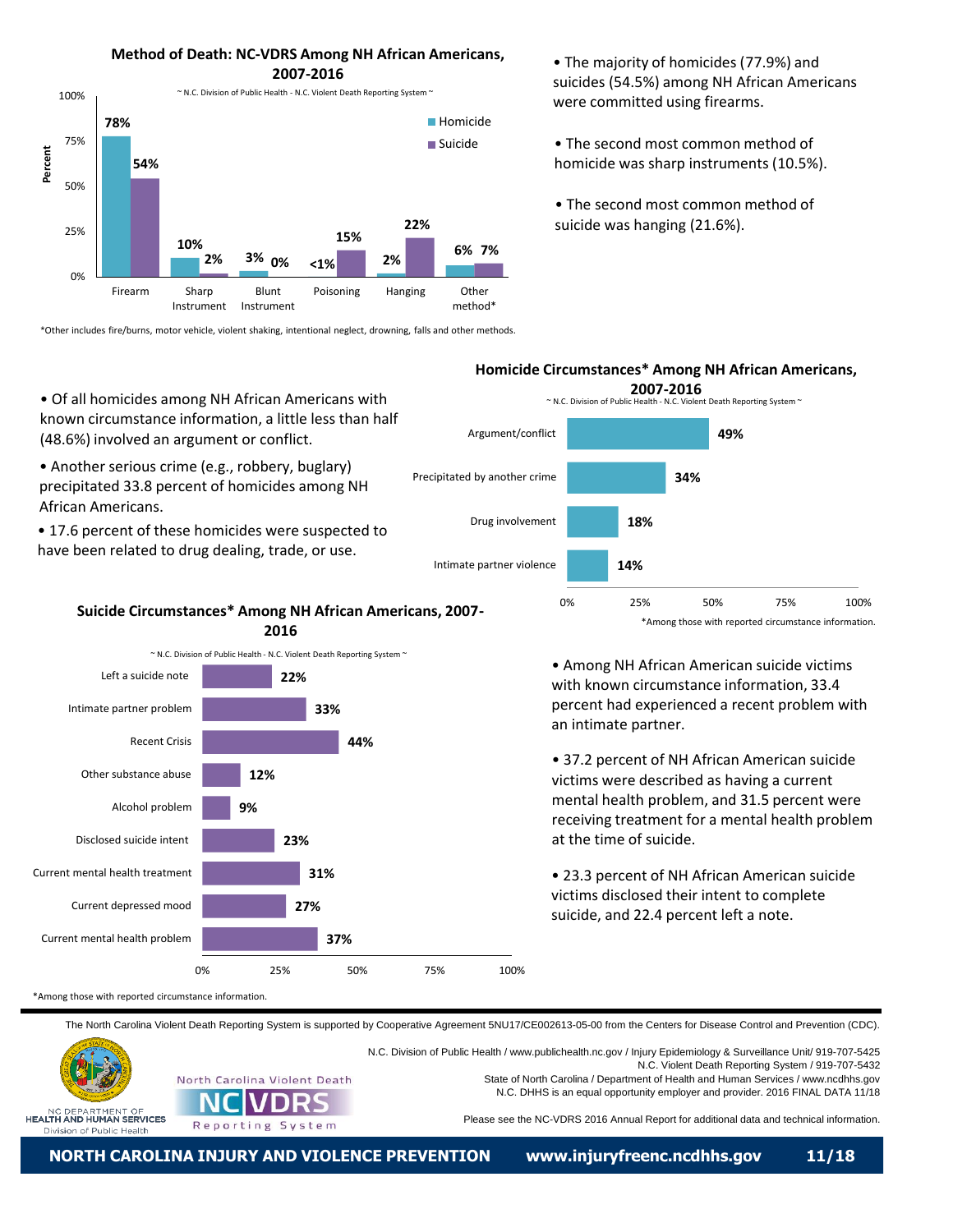**Method of Death: NC-VDRS Among NH African Americans, 2007-2016**

~ N.C. Division of Public Health - N.C. Violent Death Reporting System ~

100%
75%
50%
25%
0%
Percent

Homicide
Suicide

78% 54%
10% 2%
3% 0%
<1% 15%
2% 22%
6% 7%

Firearm
Sharp Instrument
Blunt Instrument
Poisoning
Hanging
Other method*

*Other includes fire/burns, motor vehicle, violent shaking, intentional neglect, drowning, falls and other methods.

- The majority of homicides (77.9%) and suicides (54.5%) among NH African Americans were committed using firearms.
- The second most common method of homicide was sharp instruments (10.5%).
- The second most common method of suicide was hanging (21.6%).

- Of all homicides among NH African Americans with known circumstance information, a little less than half (48.6%) involved an argument or conflict.
- Another serious crime (e.g., robbery, buglary) precipitated 33.8 percent of homicides among NH African Americans.
- 17.6 percent of these homicides were suspected to have been related to drug dealing, trade, or use.

**Homicide Circumstances* Among NH African Americans, 2007-2016**

~ N.C. Division of Public Health - N.C. Violent Death Reporting System ~

Argument/conflict 49%
Precipitated by another crime 34%
Drug involvement 18%
Intimate partner violence 14%

0% 25% 50% 75% 100%

*Among those with reported circumstance information.

**Suicide Circumstances* Among NH African Americans, 2007-2016**

~ N.C. Division of Public Health - N.C. Violent Death Reporting System ~

Left a suicide note 22%
Intimate partner problem 33%
Recent Crisis 44%
Other substance abuse 12%
Alcohol problem 9%
Disclosed suicide intent 23%
Current mental health treatment 31%
Current depressed mood 27%
Current mental health problem 37%

0% 25% 50% 75% 100%

*Among those with reported circumstance information.

- Among NH African American suicide victims with known circumstance information, 33.4 percent had experienced a recent problem with an intimate partner.
- 37.2 percent of NH African American suicide victims were described as having a current mental health problem, and 31.5 percent were receiving treatment for a mental health problem at the time of suicide.
- 23.3 percent of NH African American suicide victims disclosed their intent to complete suicide, and 22.4 percent left a note.

The North Carolina Violent Death Reporting System is supported by Cooperative Agreement 5NU17/CE002613-05-00 from the Centers for Disease Control and Prevention (CDC).

NC DEPARTMENT OF HEALTH AND HUMAN SERVICES
Division of Public Health

North Carolina Violent Death
NC VDRS
Reporting System

N.C. Division of Public Health / www.publichealth.nc.gov / Injury Epidemiology & Surveillance Unit/ 919-707-5425
N.C. Violent Death Reporting System / 919-707-5432
State of North Carolina / Department of Health and Human Services / www.ncdhhs.gov
N.C. DHHS is an equal opportunity employer and provider. 2016 FINAL DATA 11/18

Please see the NC-VDRS 2016 Annual Report for additional data and technical information.

**NORTH CAROLINA INJURY AND VIOLENCE PREVENTION** www.injuryfreenc.ncdhhs.gov 11/18